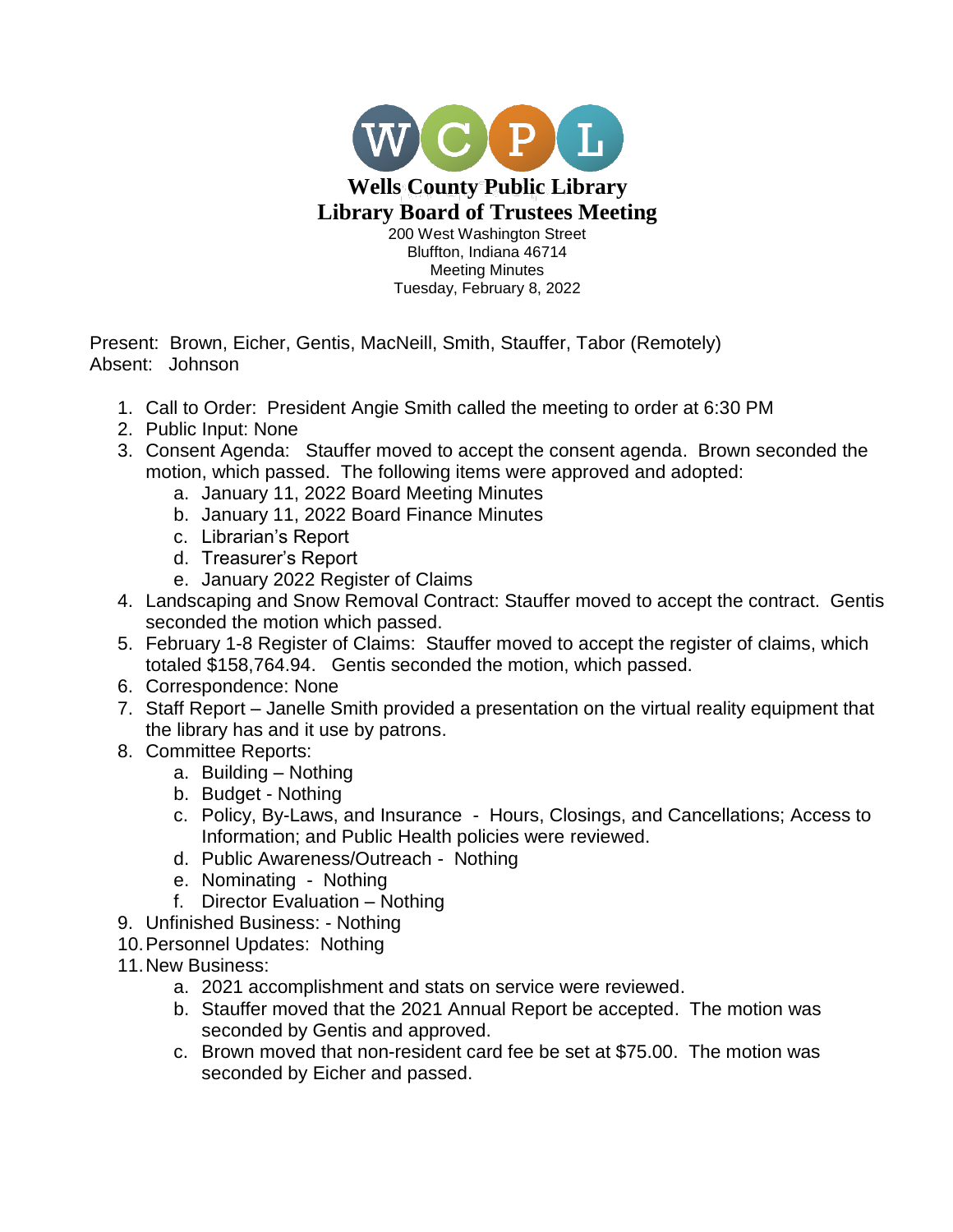WCPL

# Wells County Public Library
## Library Board of Trustees Meeting

200 West Washington Street
Bluffton, Indiana 46714
Meeting Minutes
Tuesday, February 8, 2022

Present: Brown, Eicher, Gentis, MacNeill, Smith, Stauffer, Tabor (Remotely)
Absent: Johnson

1. Call to Order: President Angie Smith called the meeting to order at 6:30 PM
2. Public Input: None
3. Consent Agenda: Stauffer moved to accept the consent agenda. Brown seconded the motion, which passed. The following items were approved and adopted:
    a. January 11, 2022 Board Meeting Minutes
    b. January 11, 2022 Board Finance Minutes
    c. Librarian's Report
    d. Treasurer's Report
    e. January 2022 Register of Claims
4. Landscaping and Snow Removal Contract: Stauffer moved to accept the contract. Gentis seconded the motion which passed.
5. February 1-8 Register of Claims: Stauffer moved to accept the register of claims, which totaled $158,764.94. Gentis seconded the motion, which passed.
6. Correspondence: None
7. Staff Report – Janelle Smith provided a presentation on the virtual reality equipment that the library has and it use by patrons.
8. Committee Reports:
    a. Building – Nothing
    b. Budget - Nothing
    c. Policy, By-Laws, and Insurance - Hours, Closings, and Cancellations; Access to Information; and Public Health policies were reviewed.
    d. Public Awareness/Outreach - Nothing
    e. Nominating - Nothing
    f. Director Evaluation – Nothing
9. Unfinished Business: - Nothing
10. Personnel Updates: Nothing
11. New Business:
    a. 2021 accomplishment and stats on service were reviewed.
    b. Stauffer moved that the 2021 Annual Report be accepted. The motion was seconded by Gentis and approved.
    c. Brown moved that non-resident card fee be set at $75.00. The motion was seconded by Eicher and passed.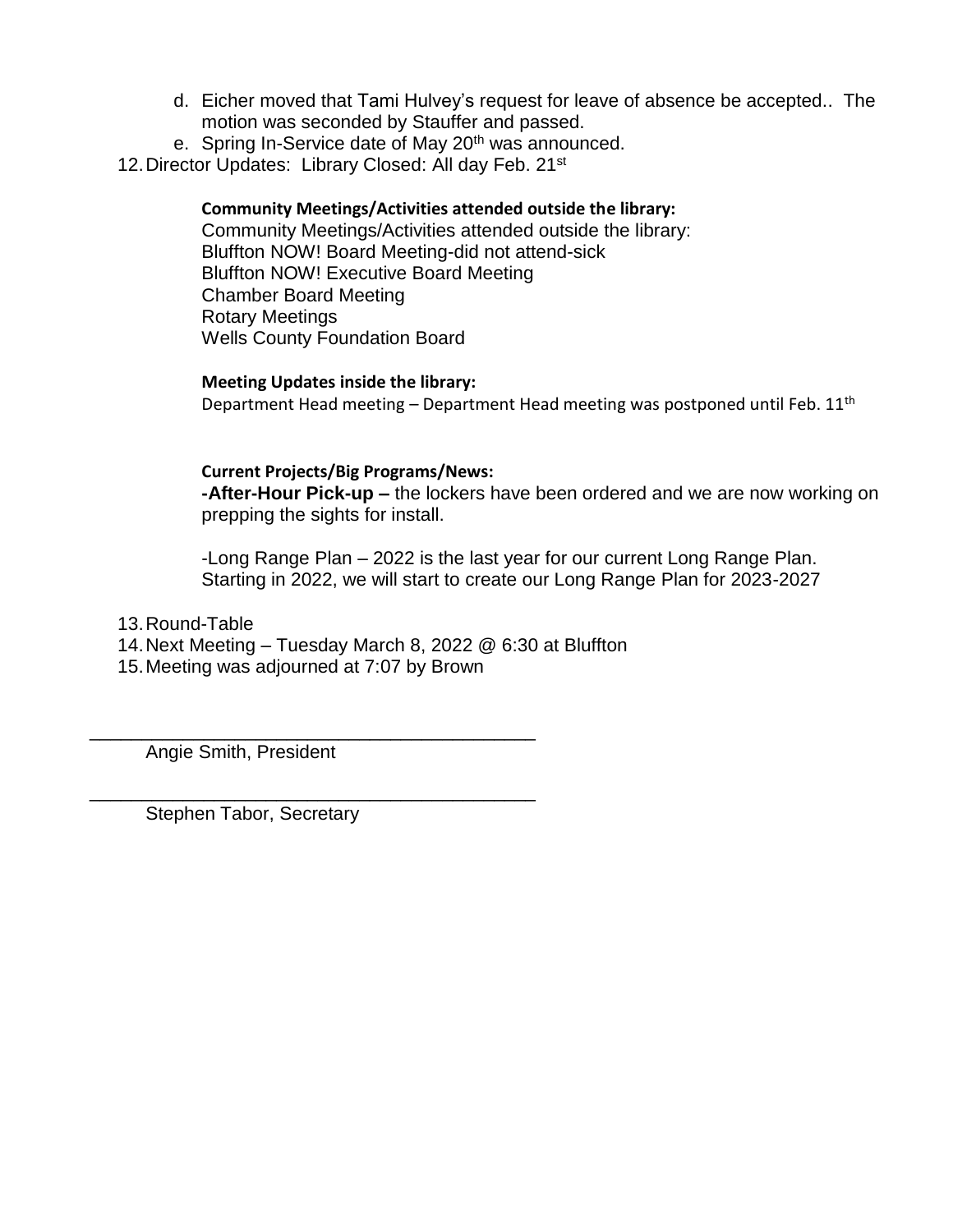d. Eicher moved that Tami Hulvey's request for leave of absence be accepted.. The motion was seconded by Stauffer and passed.
e. Spring In-Service date of May 20th was announced.

12. Director Updates: Library Closed: All day Feb. 21st

**Community Meetings/Activities attended outside the library:**
Community Meetings/Activities attended outside the library:
Bluffton NOW! Board Meeting-did not attend-sick
Bluffton NOW! Executive Board Meeting
Chamber Board Meeting
Rotary Meetings
Wells County Foundation Board

**Meeting Updates inside the library:**
Department Head meeting – Department Head meeting was postponed until Feb. 11th

**Current Projects/Big Programs/News:**
**-After-Hour Pick-up –** the lockers have been ordered and we are now working on prepping the sights for install.

-Long Range Plan – 2022 is the last year for our current Long Range Plan. Starting in 2022, we will start to create our Long Range Plan for 2023-2027

13. Round-Table
14. Next Meeting – Tuesday March 8, 2022 @ 6:30 at Bluffton
15. Meeting was adjourned at 7:07 by Brown

_____________________________________________
Angie Smith, President

_____________________________________________
Stephen Tabor, Secretary